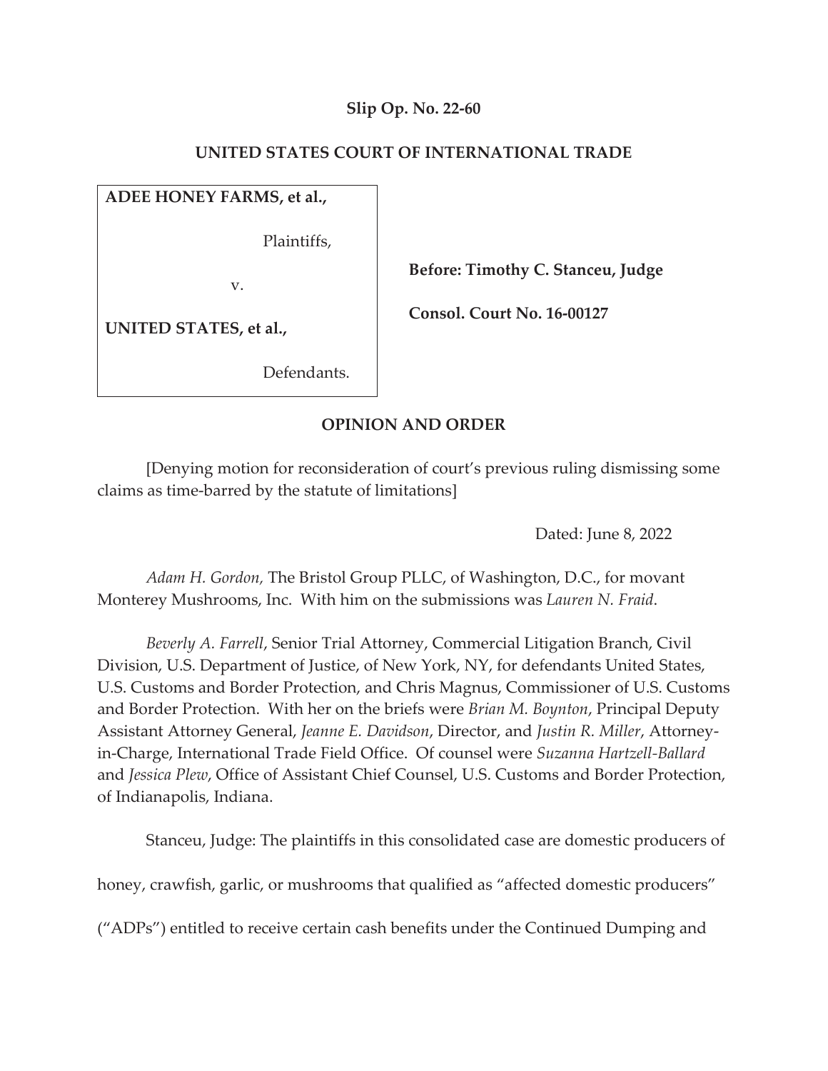**Slip Op. No. 22-60**

**UNITED STATES COURT OF INTERNATIONAL TRADE**

| | |
|---|---|
| **ADEE HONEY FARMS, et al.,**<br><br>Plaintiffs,<br><br>v.<br><br>**UNITED STATES, et al.,**<br><br>Defendants. | **Before: Timothy C. Stanceu, Judge**<br><br>**Consol. Court No. 16-00127** |

**OPINION AND ORDER**

[Denying motion for reconsideration of court's previous ruling dismissing some claims as time-barred by the statute of limitations]

Dated: June 8, 2022

*Adam H. Gordon,* The Bristol Group PLLC, of Washington, D.C., for movant Monterey Mushrooms, Inc. With him on the submissions was *Lauren N. Fraid*.

*Beverly A. Farrell*, Senior Trial Attorney, Commercial Litigation Branch, Civil Division, U.S. Department of Justice, of New York, NY, for defendants United States, U.S. Customs and Border Protection, and Chris Magnus, Commissioner of U.S. Customs and Border Protection. With her on the briefs were *Brian M. Boynton*, Principal Deputy Assistant Attorney General, *Jeanne E. Davidson*, Director, and *Justin R. Miller*, Attorney-in-Charge, International Trade Field Office. Of counsel were *Suzanna Hartzell-Ballard* and *Jessica Plew*, Office of Assistant Chief Counsel, U.S. Customs and Border Protection, of Indianapolis, Indiana.

Stanceu, Judge: The plaintiffs in this consolidated case are domestic producers of honey, crawfish, garlic, or mushrooms that qualified as "affected domestic producers" ("ADPs") entitled to receive certain cash benefits under the Continued Dumping and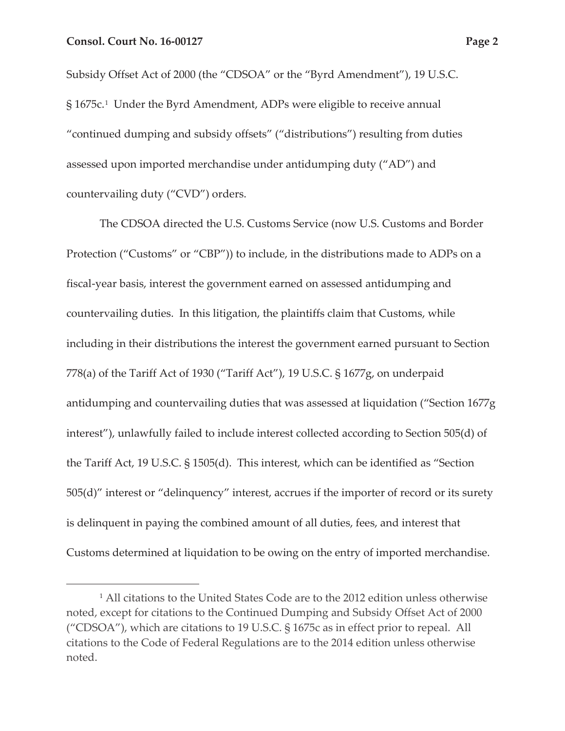Subsidy Offset Act of 2000 (the "CDSOA" or the "Byrd Amendment"), 19 U.S.C. § 1675c.[1] Under the Byrd Amendment, ADPs were eligible to receive annual "continued dumping and subsidy offsets" ("distributions") resulting from duties assessed upon imported merchandise under antidumping duty ("AD") and countervailing duty ("CVD") orders.

The CDSOA directed the U.S. Customs Service (now U.S. Customs and Border Protection ("Customs" or "CBP")) to include, in the distributions made to ADPs on a fiscal-year basis, interest the government earned on assessed antidumping and countervailing duties. In this litigation, the plaintiffs claim that Customs, while including in their distributions the interest the government earned pursuant to Section 778(a) of the Tariff Act of 1930 ("Tariff Act"), 19 U.S.C. § 1677g, on underpaid antidumping and countervailing duties that was assessed at liquidation ("Section 1677g interest"), unlawfully failed to include interest collected according to Section 505(d) of the Tariff Act, 19 U.S.C. § 1505(d). This interest, which can be identified as "Section 505(d)" interest or "delinquency" interest, accrues if the importer of record or its surety is delinquent in paying the combined amount of all duties, fees, and interest that Customs determined at liquidation to be owing on the entry of imported merchandise.

---

[1] All citations to the United States Code are to the 2012 edition unless otherwise noted, except for citations to the Continued Dumping and Subsidy Offset Act of 2000 ("CDSOA"), which are citations to 19 U.S.C. § 1675c as in effect prior to repeal. All citations to the Code of Federal Regulations are to the 2014 edition unless otherwise noted.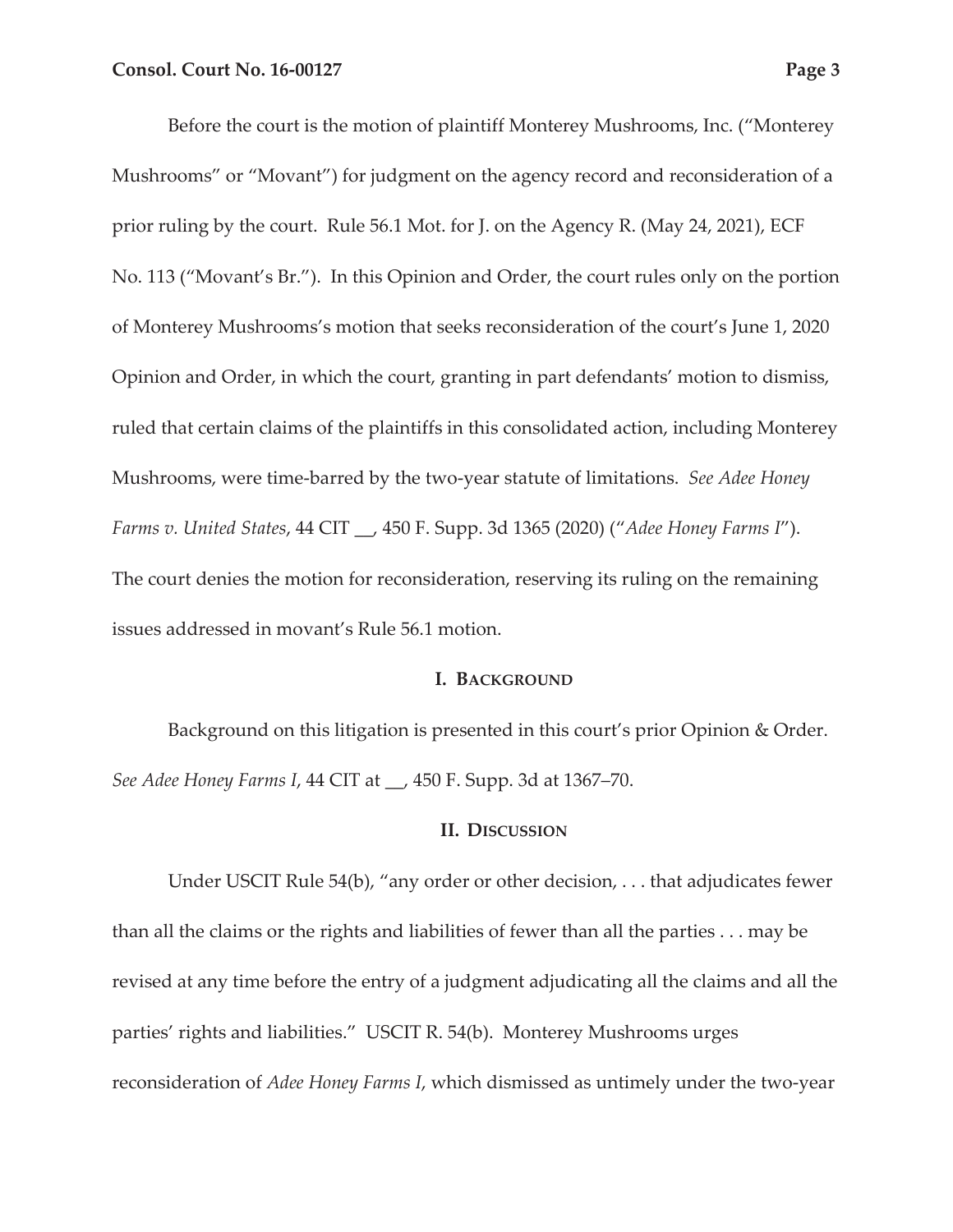Before the court is the motion of plaintiff Monterey Mushrooms, Inc. ("Monterey Mushrooms" or "Movant") for judgment on the agency record and reconsideration of a prior ruling by the court. Rule 56.1 Mot. for J. on the Agency R. (May 24, 2021), ECF No. 113 ("Movant's Br."). In this Opinion and Order, the court rules only on the portion of Monterey Mushrooms's motion that seeks reconsideration of the court's June 1, 2020 Opinion and Order, in which the court, granting in part defendants' motion to dismiss, ruled that certain claims of the plaintiffs in this consolidated action, including Monterey Mushrooms, were time-barred by the two-year statute of limitations. *See Adee Honey Farms v. United States*, 44 CIT __, 450 F. Supp. 3d 1365 (2020) ("*Adee Honey Farms I*"). The court denies the motion for reconsideration, reserving its ruling on the remaining issues addressed in movant's Rule 56.1 motion.

## I. BACKGROUND

Background on this litigation is presented in this court's prior Opinion & Order. *See Adee Honey Farms I*, 44 CIT at __, 450 F. Supp. 3d at 1367–70.

## II. DISCUSSION

Under USCIT Rule 54(b), "any order or other decision, . . . that adjudicates fewer than all the claims or the rights and liabilities of fewer than all the parties . . . may be revised at any time before the entry of a judgment adjudicating all the claims and all the parties' rights and liabilities." USCIT R. 54(b). Monterey Mushrooms urges reconsideration of *Adee Honey Farms I*, which dismissed as untimely under the two-year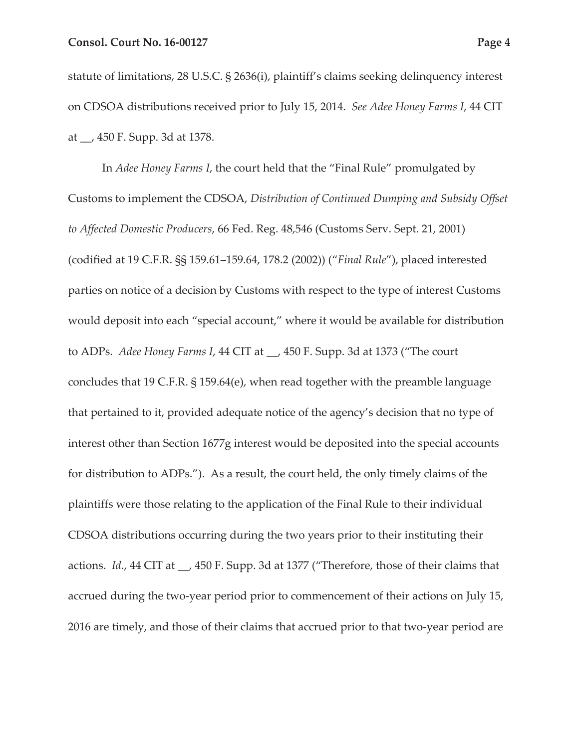statute of limitations, 28 U.S.C. § 2636(i), plaintiff's claims seeking delinquency interest on CDSOA distributions received prior to July 15, 2014. *See Adee Honey Farms I*, 44 CIT at __, 450 F. Supp. 3d at 1378.

In *Adee Honey Farms I*, the court held that the "Final Rule" promulgated by Customs to implement the CDSOA, *Distribution of Continued Dumping and Subsidy Offset to Affected Domestic Producers*, 66 Fed. Reg. 48,546 (Customs Serv. Sept. 21, 2001) (codified at 19 C.F.R. §§ 159.61–159.64, 178.2 (2002)) ("*Final Rule*"), placed interested parties on notice of a decision by Customs with respect to the type of interest Customs would deposit into each "special account," where it would be available for distribution to ADPs. *Adee Honey Farms I*, 44 CIT at __, 450 F. Supp. 3d at 1373 ("The court concludes that 19 C.F.R. § 159.64(e), when read together with the preamble language that pertained to it, provided adequate notice of the agency's decision that no type of interest other than Section 1677g interest would be deposited into the special accounts for distribution to ADPs."). As a result, the court held, the only timely claims of the plaintiffs were those relating to the application of the Final Rule to their individual CDSOA distributions occurring during the two years prior to their instituting their actions. *Id*., 44 CIT at __, 450 F. Supp. 3d at 1377 ("Therefore, those of their claims that accrued during the two-year period prior to commencement of their actions on July 15, 2016 are timely, and those of their claims that accrued prior to that two-year period are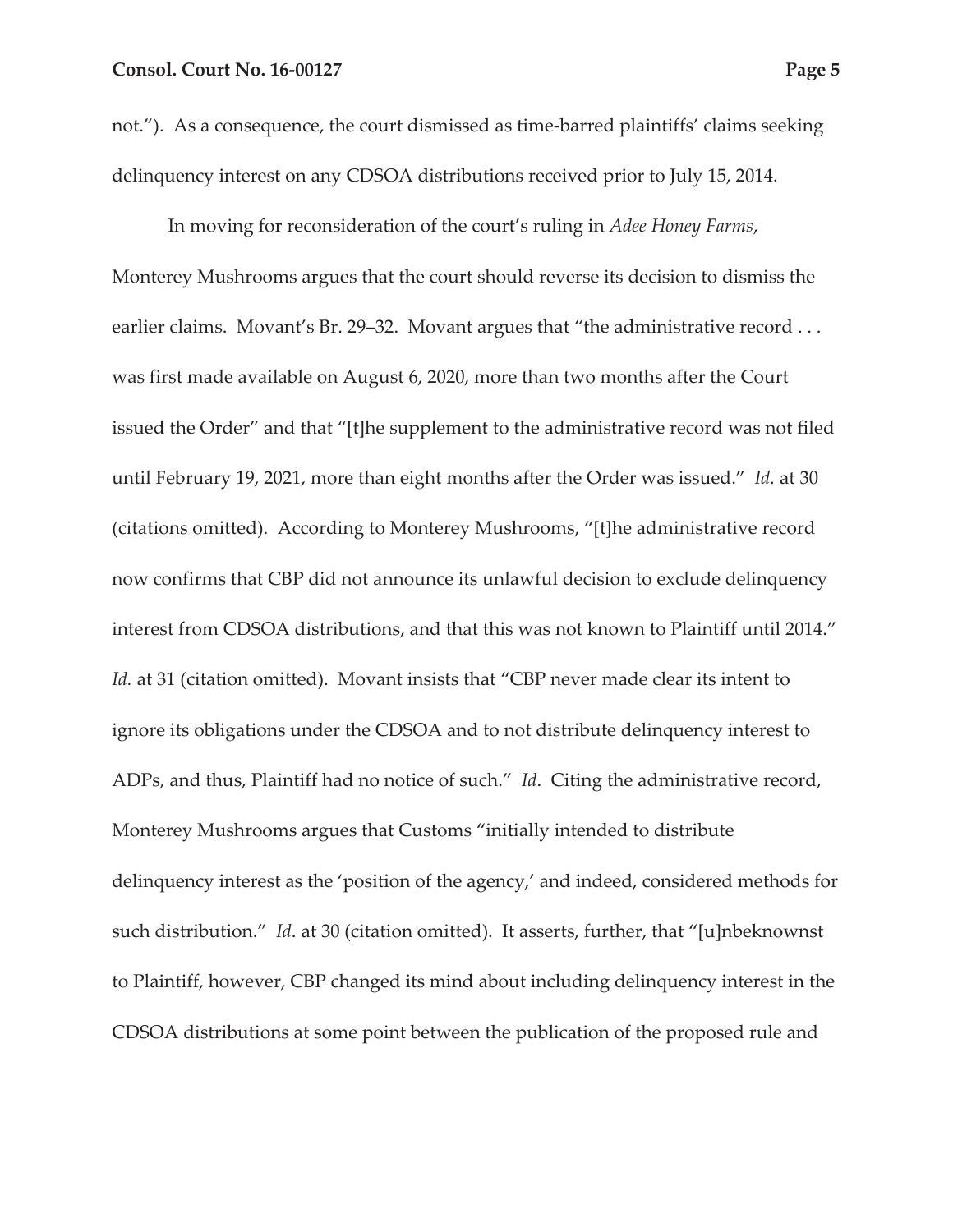not."). As a consequence, the court dismissed as time-barred plaintiffs' claims seeking delinquency interest on any CDSOA distributions received prior to July 15, 2014.

In moving for reconsideration of the court's ruling in *Adee Honey Farms*, Monterey Mushrooms argues that the court should reverse its decision to dismiss the earlier claims. Movant's Br. 29–32. Movant argues that "the administrative record . . . was first made available on August 6, 2020, more than two months after the Court issued the Order" and that "[t]he supplement to the administrative record was not filed until February 19, 2021, more than eight months after the Order was issued." *Id.* at 30 (citations omitted). According to Monterey Mushrooms, "[t]he administrative record now confirms that CBP did not announce its unlawful decision to exclude delinquency interest from CDSOA distributions, and that this was not known to Plaintiff until 2014." *Id.* at 31 (citation omitted). Movant insists that "CBP never made clear its intent to ignore its obligations under the CDSOA and to not distribute delinquency interest to ADPs, and thus, Plaintiff had no notice of such." *Id*. Citing the administrative record, Monterey Mushrooms argues that Customs "initially intended to distribute delinquency interest as the 'position of the agency,' and indeed, considered methods for such distribution." *Id*. at 30 (citation omitted). It asserts, further, that "[u]nbeknownst to Plaintiff, however, CBP changed its mind about including delinquency interest in the CDSOA distributions at some point between the publication of the proposed rule and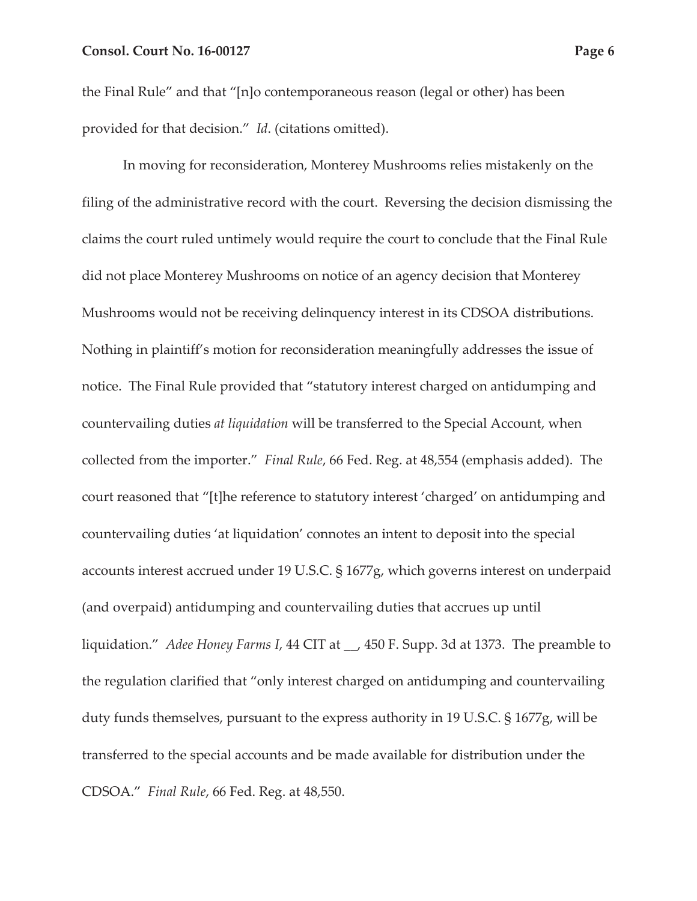the Final Rule" and that "[n]o contemporaneous reason (legal or other) has been provided for that decision." *Id*. (citations omitted).

In moving for reconsideration, Monterey Mushrooms relies mistakenly on the filing of the administrative record with the court. Reversing the decision dismissing the claims the court ruled untimely would require the court to conclude that the Final Rule did not place Monterey Mushrooms on notice of an agency decision that Monterey Mushrooms would not be receiving delinquency interest in its CDSOA distributions. Nothing in plaintiff's motion for reconsideration meaningfully addresses the issue of notice. The Final Rule provided that "statutory interest charged on antidumping and countervailing duties *at liquidation* will be transferred to the Special Account, when collected from the importer." *Final Rule*, 66 Fed. Reg. at 48,554 (emphasis added). The court reasoned that "[t]he reference to statutory interest 'charged' on antidumping and countervailing duties 'at liquidation' connotes an intent to deposit into the special accounts interest accrued under 19 U.S.C. § 1677g, which governs interest on underpaid (and overpaid) antidumping and countervailing duties that accrues up until liquidation." *Adee Honey Farms I*, 44 CIT at __, 450 F. Supp. 3d at 1373. The preamble to the regulation clarified that "only interest charged on antidumping and countervailing duty funds themselves, pursuant to the express authority in 19 U.S.C. § 1677g, will be transferred to the special accounts and be made available for distribution under the CDSOA." *Final Rule*, 66 Fed. Reg. at 48,550.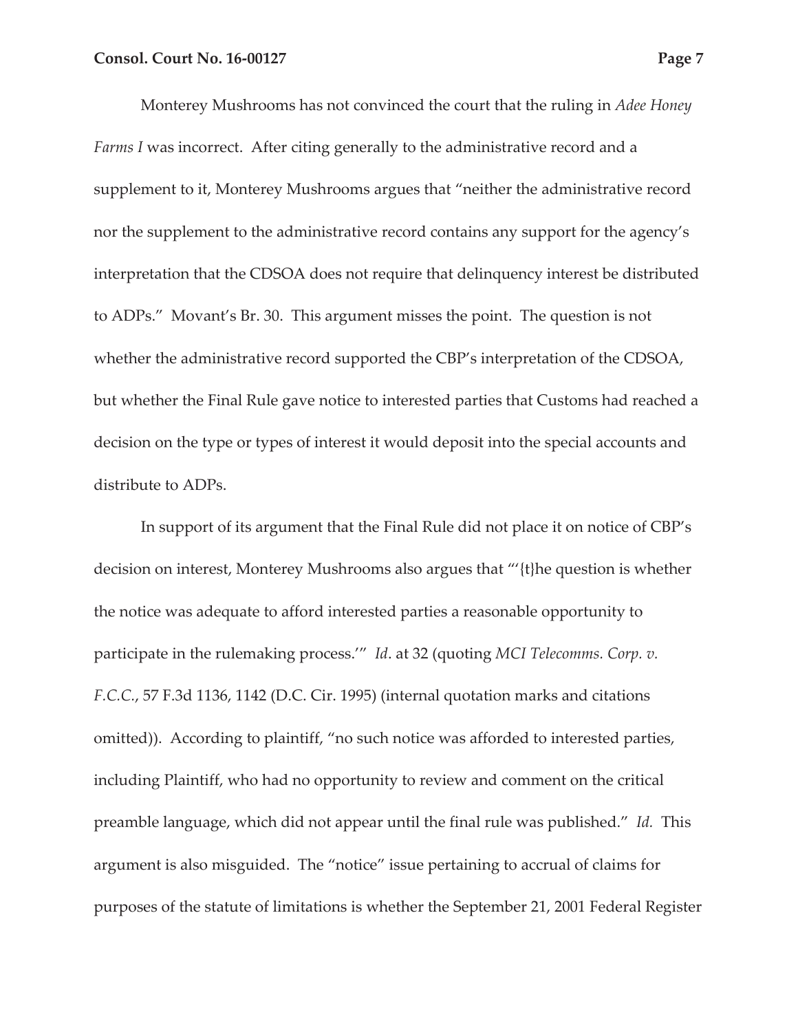Monterey Mushrooms has not convinced the court that the ruling in *Adee Honey Farms I* was incorrect. After citing generally to the administrative record and a supplement to it, Monterey Mushrooms argues that "neither the administrative record nor the supplement to the administrative record contains any support for the agency's interpretation that the CDSOA does not require that delinquency interest be distributed to ADPs." Movant's Br. 30. This argument misses the point. The question is not whether the administrative record supported the CBP's interpretation of the CDSOA, but whether the Final Rule gave notice to interested parties that Customs had reached a decision on the type or types of interest it would deposit into the special accounts and distribute to ADPs.

In support of its argument that the Final Rule did not place it on notice of CBP's decision on interest, Monterey Mushrooms also argues that "'{t}he question is whether the notice was adequate to afford interested parties a reasonable opportunity to participate in the rulemaking process.'" *Id*. at 32 (quoting *MCI Telecomms. Corp. v. F.C.C.*, 57 F.3d 1136, 1142 (D.C. Cir. 1995) (internal quotation marks and citations omitted)). According to plaintiff, "no such notice was afforded to interested parties, including Plaintiff, who had no opportunity to review and comment on the critical preamble language, which did not appear until the final rule was published." *Id.* This argument is also misguided. The "notice" issue pertaining to accrual of claims for purposes of the statute of limitations is whether the September 21, 2001 Federal Register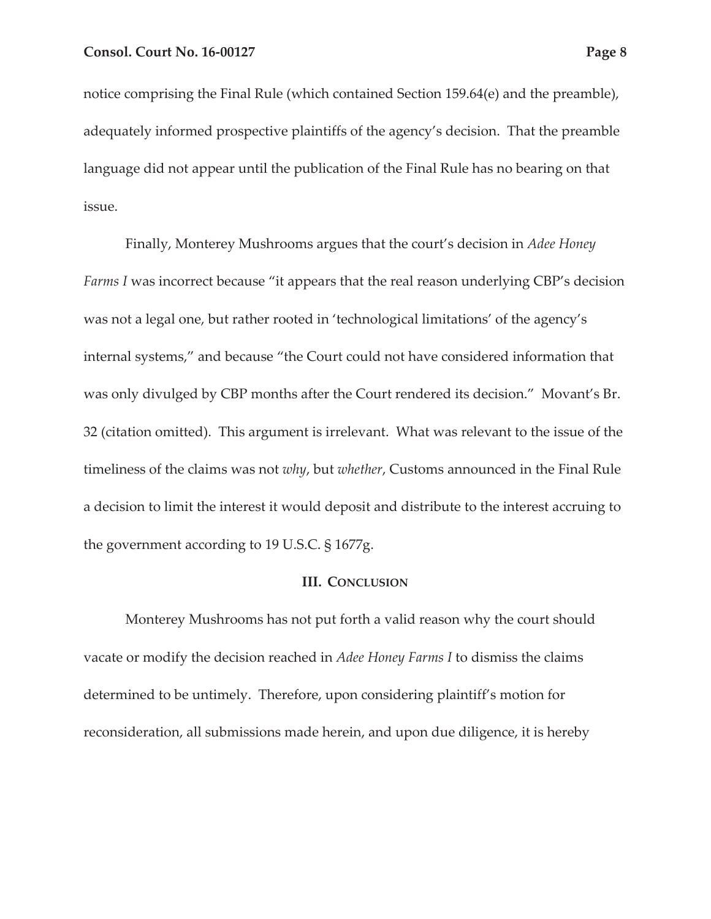notice comprising the Final Rule (which contained Section 159.64(e) and the preamble), adequately informed prospective plaintiffs of the agency's decision. That the preamble language did not appear until the publication of the Final Rule has no bearing on that issue.

Finally, Monterey Mushrooms argues that the court's decision in *Adee Honey Farms I* was incorrect because "it appears that the real reason underlying CBP's decision was not a legal one, but rather rooted in 'technological limitations' of the agency's internal systems," and because "the Court could not have considered information that was only divulged by CBP months after the Court rendered its decision." Movant's Br. 32 (citation omitted). This argument is irrelevant. What was relevant to the issue of the timeliness of the claims was not *why*, but *whether*, Customs announced in the Final Rule a decision to limit the interest it would deposit and distribute to the interest accruing to the government according to 19 U.S.C. § 1677g.

## III. Conclusion

Monterey Mushrooms has not put forth a valid reason why the court should vacate or modify the decision reached in *Adee Honey Farms I* to dismiss the claims determined to be untimely. Therefore, upon considering plaintiff's motion for reconsideration, all submissions made herein, and upon due diligence, it is hereby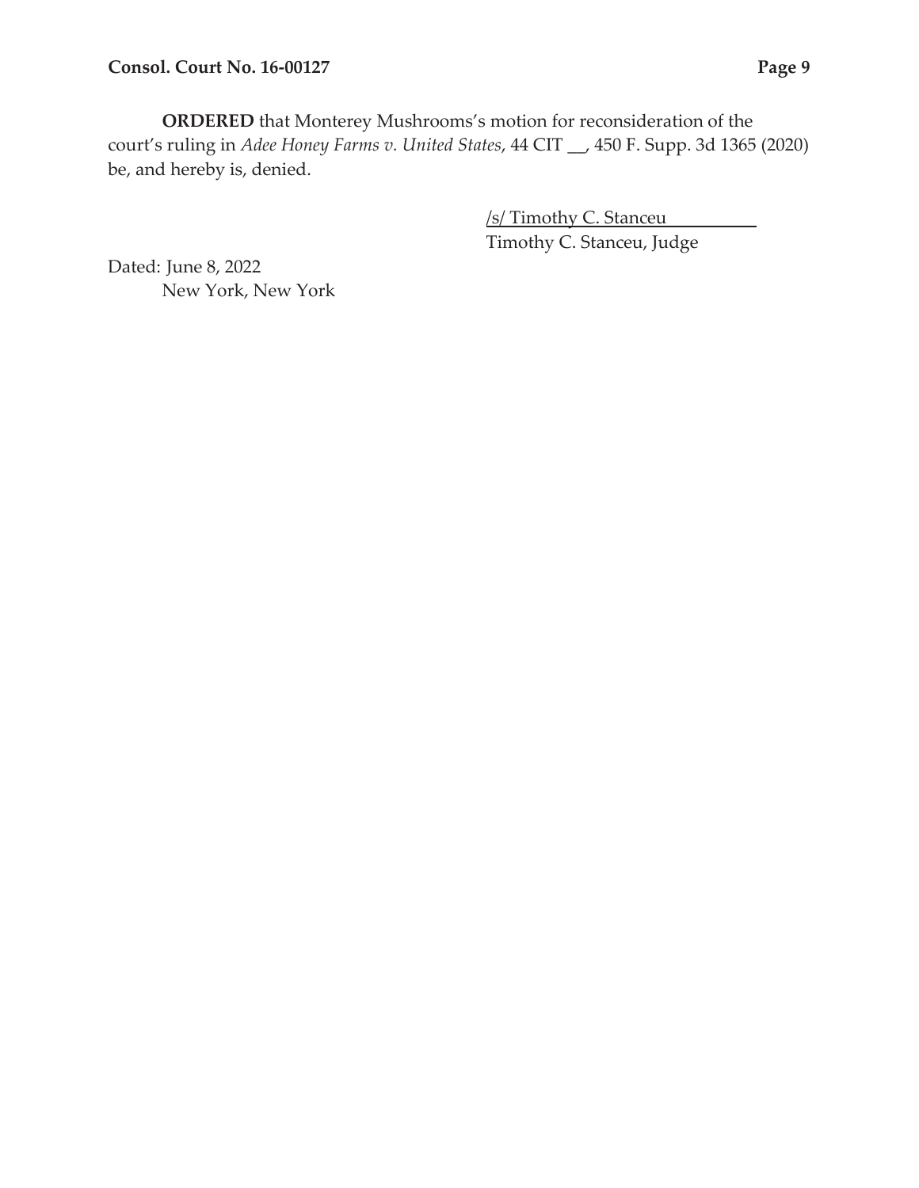**ORDERED** that Monterey Mushrooms's motion for reconsideration of the court's ruling in *Adee Honey Farms v. United States*, 44 CIT __, 450 F. Supp. 3d 1365 (2020) be, and hereby is, denied.

/s/ Timothy C. Stanceu
Timothy C. Stanceu, Judge

Dated: June 8, 2022
New York, New York